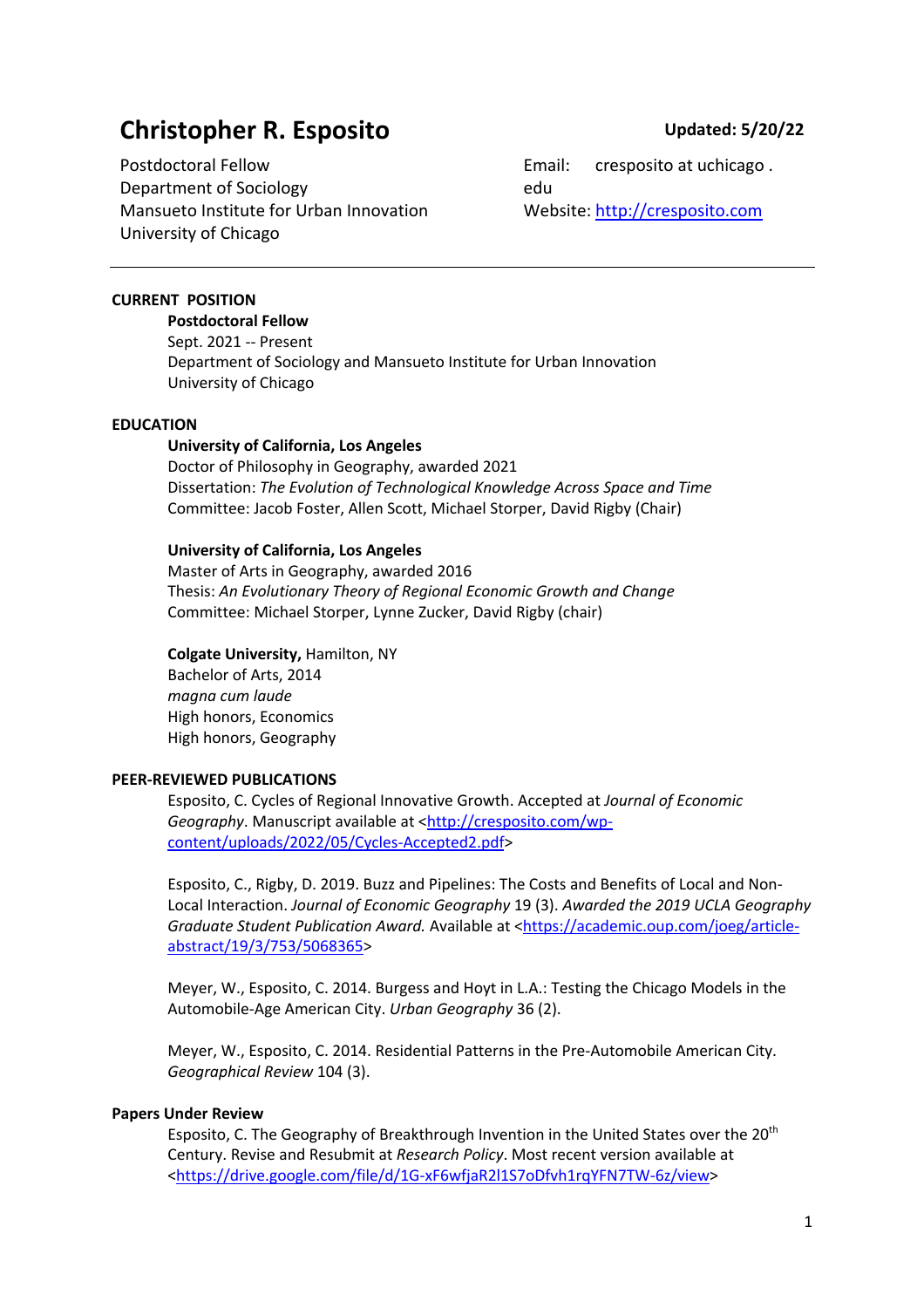# Christopher R. Esposito

**Updated: 5/20/22**

Postdoctoral Fellow
Department of Sociology
Mansueto Institute for Urban Innovation
University of Chicago

Email: cresposito at uchicago . edu
Website: http://cresposito.com

---

## CURRENT POSITION

**Postdoctoral Fellow**
Sept. 2021 -- Present
Department of Sociology and Mansueto Institute for Urban Innovation
University of Chicago

## EDUCATION

**University of California, Los Angeles**
Doctor of Philosophy in Geography, awarded 2021
Dissertation: *The Evolution of Technological Knowledge Across Space and Time*
Committee: Jacob Foster, Allen Scott, Michael Storper, David Rigby (Chair)

**University of California, Los Angeles**
Master of Arts in Geography, awarded 2016
Thesis: *An Evolutionary Theory of Regional Economic Growth and Change*
Committee: Michael Storper, Lynne Zucker, David Rigby (chair)

**Colgate University,** Hamilton, NY
Bachelor of Arts, 2014
*magna cum laude*
High honors, Economics
High honors, Geography

## PEER-REVIEWED PUBLICATIONS

Esposito, C. Cycles of Regional Innovative Growth. Accepted at *Journal of Economic Geography*. Manuscript available at <http://cresposito.com/wp-content/uploads/2022/05/Cycles-Accepted2.pdf>

Esposito, C., Rigby, D. 2019. Buzz and Pipelines: The Costs and Benefits of Local and Non-Local Interaction. *Journal of Economic Geography* 19 (3). *Awarded the 2019 UCLA Geography Graduate Student Publication Award.* Available at <https://academic.oup.com/joeg/article-abstract/19/3/753/5068365>

Meyer, W., Esposito, C. 2014. Burgess and Hoyt in L.A.: Testing the Chicago Models in the Automobile-Age American City. *Urban Geography* 36 (2).

Meyer, W., Esposito, C. 2014. Residential Patterns in the Pre-Automobile American City. *Geographical Review* 104 (3).

### Papers Under Review

Esposito, C. The Geography of Breakthrough Invention in the United States over the 20th Century. Revise and Resubmit at *Research Policy*. Most recent version available at <https://drive.google.com/file/d/1G-xF6wfjaR2l1S7oDfvh1rqYFN7TW-6z/view>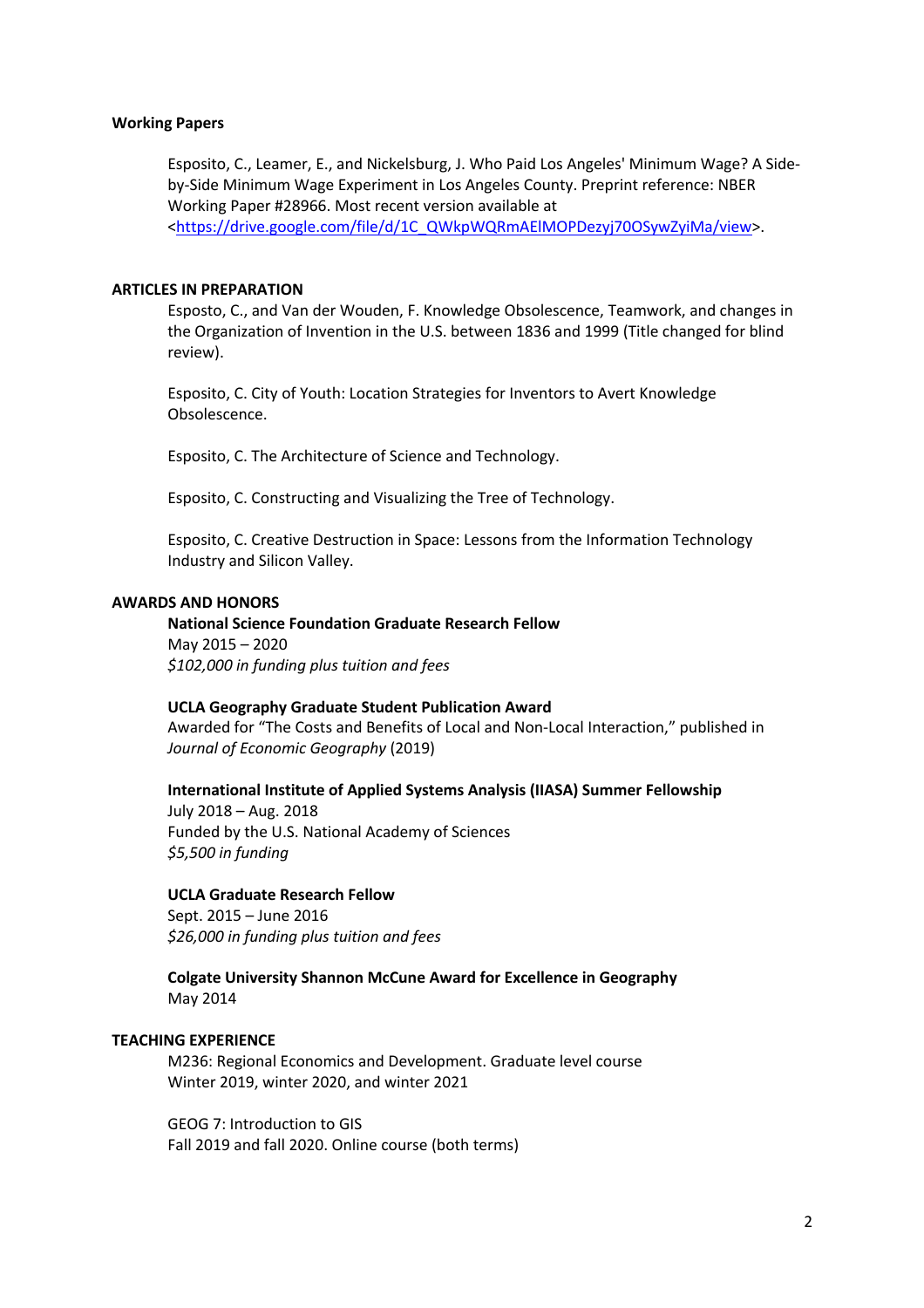## Working Papers

Esposito, C., Leamer, E., and Nickelsburg, J. Who Paid Los Angeles' Minimum Wage? A Side-by-Side Minimum Wage Experiment in Los Angeles County. Preprint reference: NBER Working Paper #28966. Most recent version available at <https://drive.google.com/file/d/1C_QWkpWQRmAElMOPDezyj70OSywZyiMa/view>.

## ARTICLES IN PREPARATION

Esposto, C., and Van der Wouden, F. Knowledge Obsolescence, Teamwork, and changes in the Organization of Invention in the U.S. between 1836 and 1999 (Title changed for blind review).

Esposito, C. City of Youth: Location Strategies for Inventors to Avert Knowledge Obsolescence.

Esposito, C. The Architecture of Science and Technology.

Esposito, C. Constructing and Visualizing the Tree of Technology.

Esposito, C. Creative Destruction in Space: Lessons from the Information Technology Industry and Silicon Valley.

## AWARDS AND HONORS

**National Science Foundation Graduate Research Fellow**
May 2015 – 2020
*$102,000 in funding plus tuition and fees*

**UCLA Geography Graduate Student Publication Award**
Awarded for "The Costs and Benefits of Local and Non-Local Interaction," published in *Journal of Economic Geography* (2019)

**International Institute of Applied Systems Analysis (IIASA) Summer Fellowship**
July 2018 – Aug. 2018
Funded by the U.S. National Academy of Sciences
*$5,500 in funding*

**UCLA Graduate Research Fellow**
Sept. 2015 – June 2016
*$26,000 in funding plus tuition and fees*

**Colgate University Shannon McCune Award for Excellence in Geography**
May 2014

## TEACHING EXPERIENCE

M236: Regional Economics and Development. Graduate level course
Winter 2019, winter 2020, and winter 2021

GEOG 7: Introduction to GIS
Fall 2019 and fall 2020. Online course (both terms)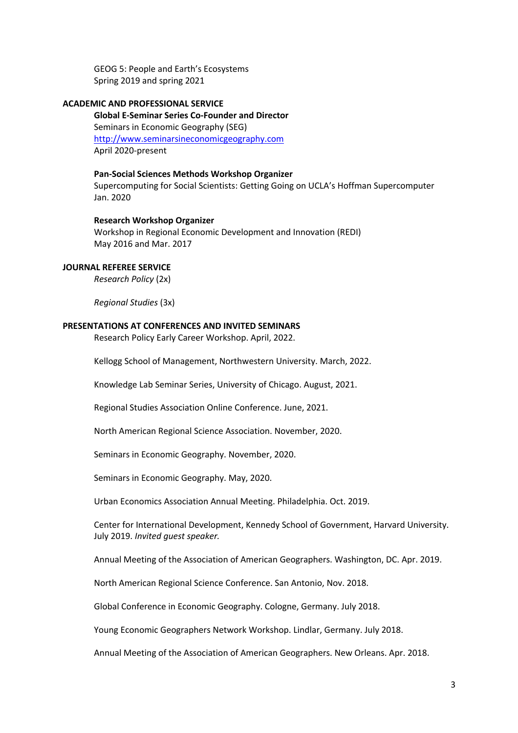GEOG 5: People and Earth's Ecosystems
Spring 2019 and spring 2021

## ACADEMIC AND PROFESSIONAL SERVICE

**Global E-Seminar Series Co-Founder and Director**
Seminars in Economic Geography (SEG)
[http://www.seminarsineconomicgeography.com](http://www.seminarsineconomicgeography.com)
April 2020-present

**Pan-Social Sciences Methods Workshop Organizer**
Supercomputing for Social Scientists: Getting Going on UCLA's Hoffman Supercomputer
Jan. 2020

**Research Workshop Organizer**
Workshop in Regional Economic Development and Innovation (REDI)
May 2016 and Mar. 2017

## JOURNAL REFEREE SERVICE

*Research Policy* (2x)

*Regional Studies* (3x)

## PRESENTATIONS AT CONFERENCES AND INVITED SEMINARS

Research Policy Early Career Workshop. April, 2022.

Kellogg School of Management, Northwestern University. March, 2022.

Knowledge Lab Seminar Series, University of Chicago. August, 2021.

Regional Studies Association Online Conference. June, 2021.

North American Regional Science Association. November, 2020.

Seminars in Economic Geography. November, 2020.

Seminars in Economic Geography. May, 2020.

Urban Economics Association Annual Meeting. Philadelphia. Oct. 2019.

Center for International Development, Kennedy School of Government, Harvard University. July 2019. *Invited guest speaker.*

Annual Meeting of the Association of American Geographers. Washington, DC. Apr. 2019.

North American Regional Science Conference. San Antonio, Nov. 2018.

Global Conference in Economic Geography. Cologne, Germany. July 2018.

Young Economic Geographers Network Workshop. Lindlar, Germany. July 2018.

Annual Meeting of the Association of American Geographers. New Orleans. Apr. 2018.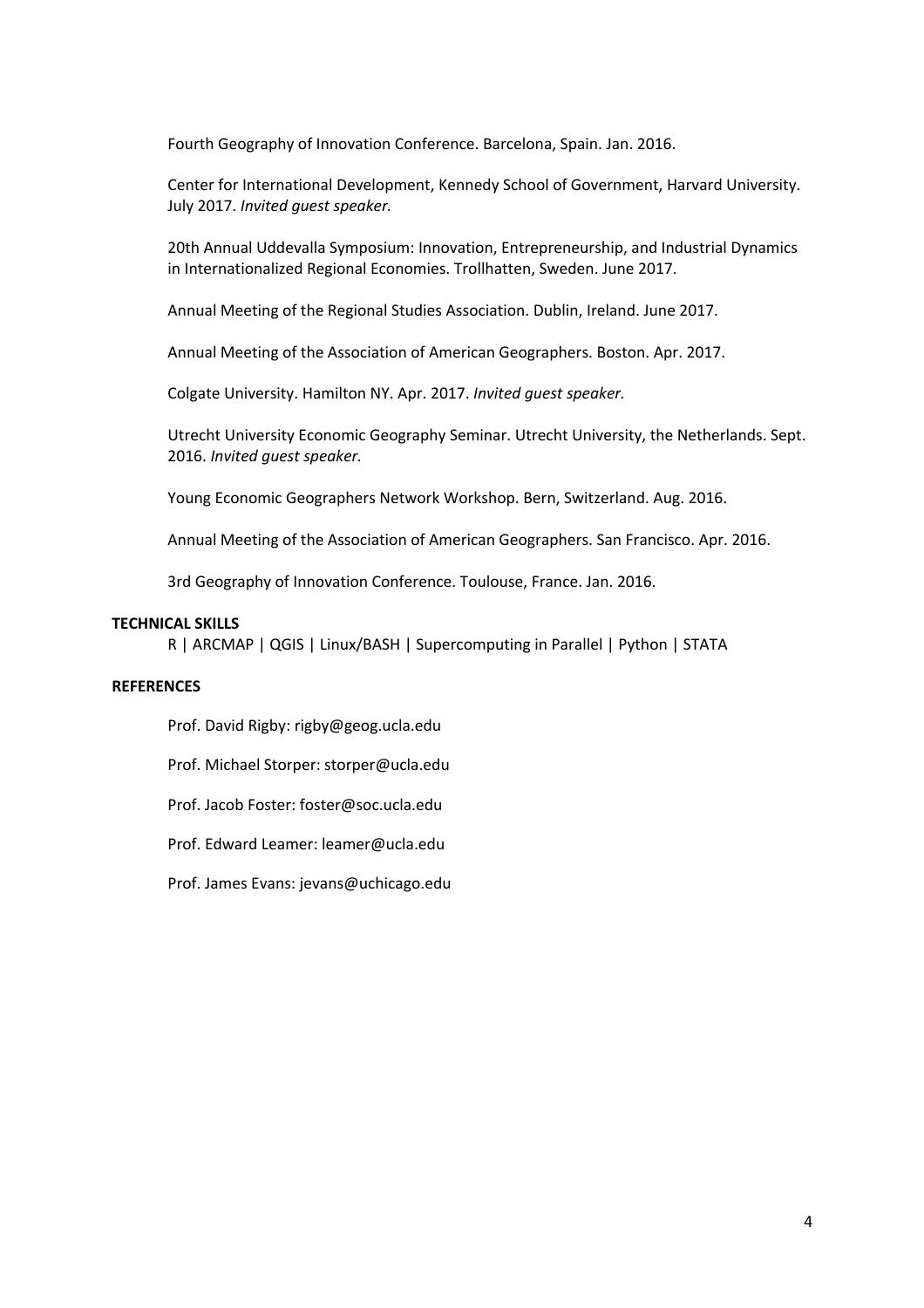Fourth Geography of Innovation Conference. Barcelona, Spain. Jan. 2016.

Center for International Development, Kennedy School of Government, Harvard University. July 2017. *Invited guest speaker.*

20th Annual Uddevalla Symposium: Innovation, Entrepreneurship, and Industrial Dynamics in Internationalized Regional Economies. Trollhatten, Sweden. June 2017.

Annual Meeting of the Regional Studies Association. Dublin, Ireland. June 2017.

Annual Meeting of the Association of American Geographers. Boston. Apr. 2017.

Colgate University. Hamilton NY. Apr. 2017. *Invited guest speaker.*

Utrecht University Economic Geography Seminar. Utrecht University, the Netherlands. Sept. 2016. *Invited guest speaker.*

Young Economic Geographers Network Workshop. Bern, Switzerland. Aug. 2016.

Annual Meeting of the Association of American Geographers. San Francisco. Apr. 2016.

3rd Geography of Innovation Conference. Toulouse, France. Jan. 2016.

**TECHNICAL SKILLS**

R | ARCMAP | QGIS | Linux/BASH | Supercomputing in Parallel | Python | STATA

**REFERENCES**

Prof. David Rigby: rigby@geog.ucla.edu

Prof. Michael Storper: storper@ucla.edu

Prof. Jacob Foster: foster@soc.ucla.edu

Prof. Edward Leamer: leamer@ucla.edu

Prof. James Evans: jevans@uchicago.edu